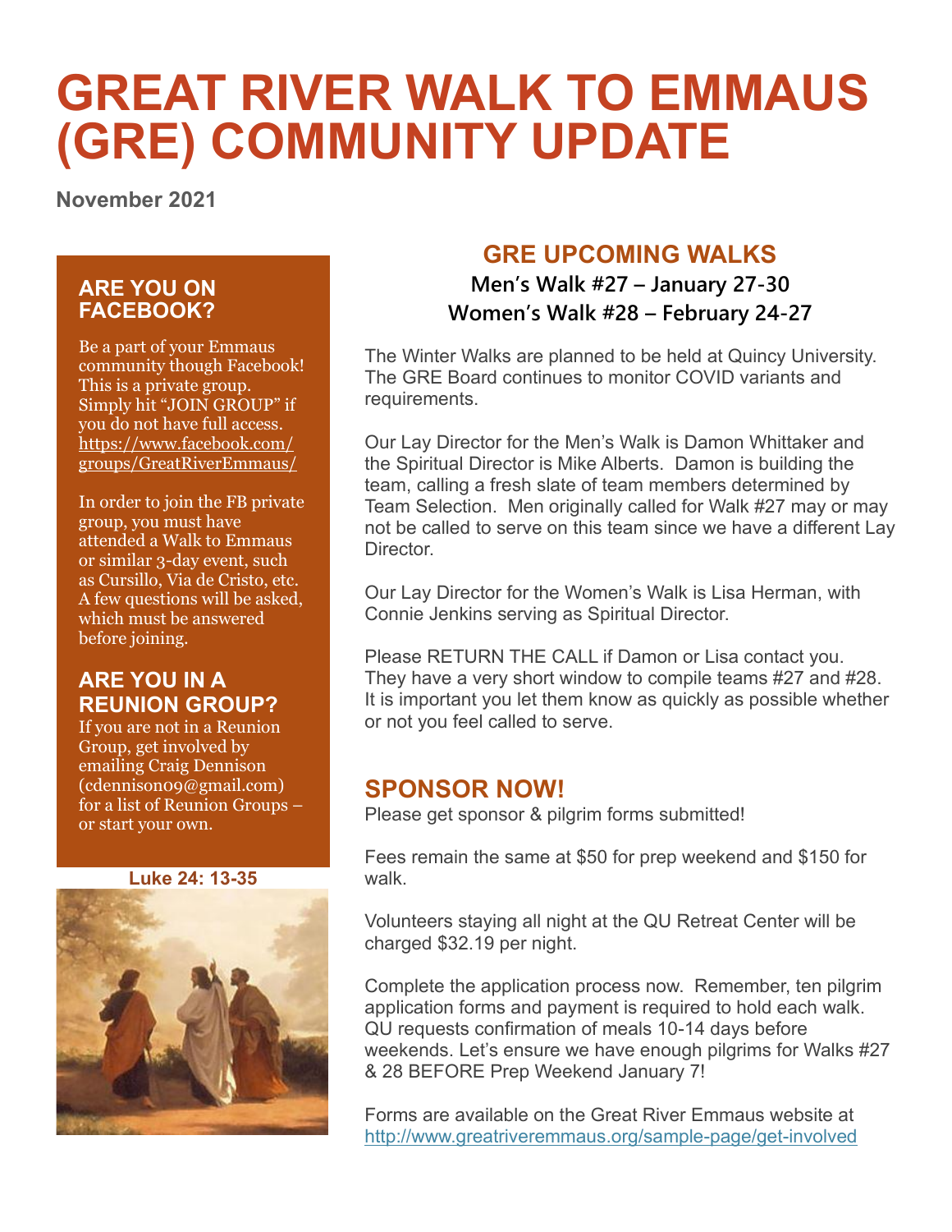# GREAT RIVER WALK TO EMMAUS (GRE) COMMUNITY UPDATE

**November 2021**

## ARE YOU ON FACEBOOK?

Be a part of your Emmaus community though Facebook! This is a private group. Simply hit "JOIN GROUP" if you do not have full access. https://www.facebook.com/groups/GreatRiverEmmaus/

In order to join the FB private group, you must have attended a Walk to Emmaus or similar 3-day event, such as Cursillo, Via de Cristo, etc. A few questions will be asked, which must be answered before joining.

## ARE YOU IN A REUNION GROUP?

If you are not in a Reunion Group, get involved by emailing Craig Dennison (cdennison09@gmail.com) for a list of Reunion Groups – or start your own.

**Luke 24: 13-35**

## GRE UPCOMING WALKS

**Men's Walk #27 – January 27-30**
**Women's Walk #28 – February 24-27**

The Winter Walks are planned to be held at Quincy University. The GRE Board continues to monitor COVID variants and requirements.

Our Lay Director for the Men's Walk is Damon Whittaker and the Spiritual Director is Mike Alberts. Damon is building the team, calling a fresh slate of team members determined by Team Selection. Men originally called for Walk #27 may or may not be called to serve on this team since we have a different Lay Director.

Our Lay Director for the Women's Walk is Lisa Herman, with Connie Jenkins serving as Spiritual Director.

Please RETURN THE CALL if Damon or Lisa contact you. They have a very short window to compile teams #27 and #28. It is important you let them know as quickly as possible whether or not you feel called to serve.

## SPONSOR NOW!

Please get sponsor & pilgrim forms submitted!

Fees remain the same at $50 for prep weekend and $150 for walk.

Volunteers staying all night at the QU Retreat Center will be charged $32.19 per night.

Complete the application process now. Remember, ten pilgrim application forms and payment is required to hold each walk. QU requests confirmation of meals 10-14 days before weekends. Let's ensure we have enough pilgrims for Walks #27 & 28 BEFORE Prep Weekend January 7!

Forms are available on the Great River Emmaus website at http://www.greatriveremmaus.org/sample-page/get-involved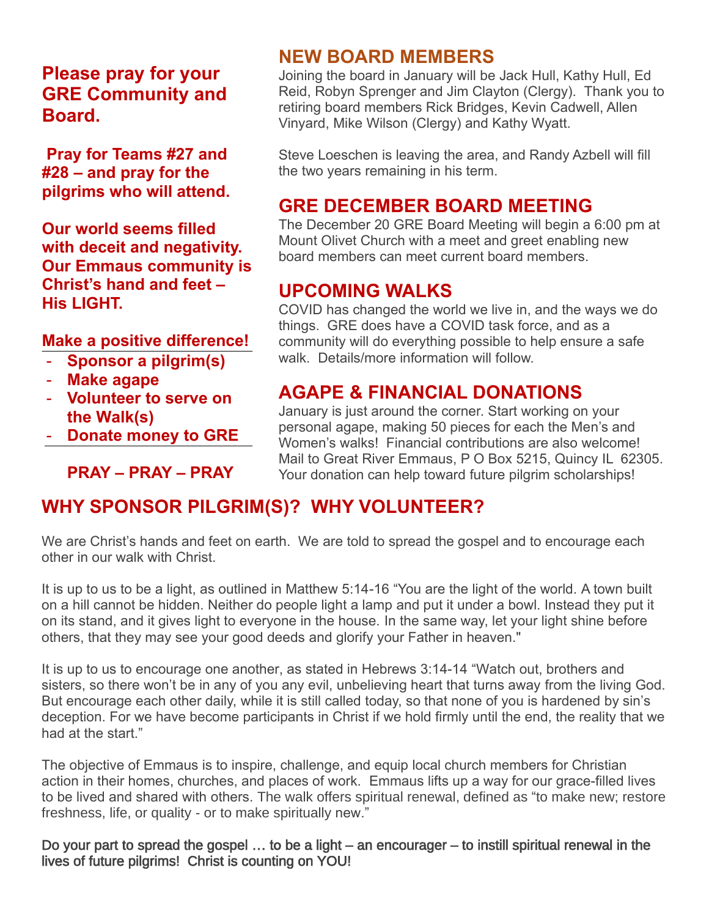**Please pray for your GRE Community and Board.**

**Pray for Teams #27 and #28 – and pray for the pilgrims who will attend.**

**Our world seems filled with deceit and negativity. Our Emmaus community is Christ's hand and feet – His LIGHT.**

**Make a positive difference!**

- **Sponsor a pilgrim(s)**
- **Make agape**
- **Volunteer to serve on the Walk(s)**
- **Donate money to GRE**

**PRAY – PRAY – PRAY**

## NEW BOARD MEMBERS

Joining the board in January will be Jack Hull, Kathy Hull, Ed Reid, Robyn Sprenger and Jim Clayton (Clergy). Thank you to retiring board members Rick Bridges, Kevin Cadwell, Allen Vinyard, Mike Wilson (Clergy) and Kathy Wyatt.

Steve Loeschen is leaving the area, and Randy Azbell will fill the two years remaining in his term.

## GRE DECEMBER BOARD MEETING

The December 20 GRE Board Meeting will begin a 6:00 pm at Mount Olivet Church with a meet and greet enabling new board members can meet current board members.

## UPCOMING WALKS

COVID has changed the world we live in, and the ways we do things. GRE does have a COVID task force, and as a community will do everything possible to help ensure a safe walk. Details/more information will follow.

## AGAPE & FINANCIAL DONATIONS

January is just around the corner. Start working on your personal agape, making 50 pieces for each the Men's and Women's walks! Financial contributions are also welcome! Mail to Great River Emmaus, P O Box 5215, Quincy IL 62305. Your donation can help toward future pilgrim scholarships!

## WHY SPONSOR PILGRIM(S)? WHY VOLUNTEER?

We are Christ's hands and feet on earth. We are told to spread the gospel and to encourage each other in our walk with Christ.

It is up to us to be a light, as outlined in Matthew 5:14-16 "You are the light of the world. A town built on a hill cannot be hidden. Neither do people light a lamp and put it under a bowl. Instead they put it on its stand, and it gives light to everyone in the house. In the same way, let your light shine before others, that they may see your good deeds and glorify your Father in heaven."

It is up to us to encourage one another, as stated in Hebrews 3:14-14 "Watch out, brothers and sisters, so there won't be in any of you any evil, unbelieving heart that turns away from the living God. But encourage each other daily, while it is still called today, so that none of you is hardened by sin's deception. For we have become participants in Christ if we hold firmly until the end, the reality that we had at the start."

The objective of Emmaus is to inspire, challenge, and equip local church members for Christian action in their homes, churches, and places of work. Emmaus lifts up a way for our grace-filled lives to be lived and shared with others. The walk offers spiritual renewal, defined as "to make new; restore freshness, life, or quality - or to make spiritually new."

Do your part to spread the gospel … to be a light – an encourager – to instill spiritual renewal in the lives of future pilgrims! Christ is counting on YOU!